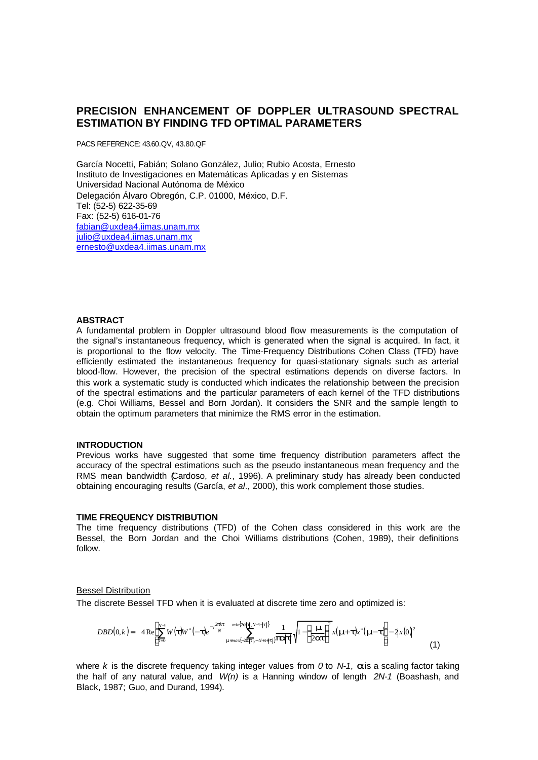# PRECISION ENHANCEMENT OF DOPPLER ULTRASOUND SPECTRAL ESTIMATION BY FINDING TFD OPTIMAL PARAMETERS

PACS REFERENCE: 43.60.QV, 43.80.QF

García Nocetti, Fabián; Solano González, Julio; Rubio Acosta, Ernesto
Instituto de Investigaciones en Matemáticas Aplicadas y en Sistemas
Universidad Nacional Autónoma de México
Delegación Álvaro Obregón, C.P. 01000, México, D.F.
Tel: (52-5) 622-35-69
Fax: (52-5) 616-01-76
fabian@uxdea4.iimas.unam.mx
julio@uxdea4.iimas.unam.mx
ernesto@uxdea4.iimas.unam.mx

## ABSTRACT

A fundamental problem in Doppler ultrasound blood flow measurements is the computation of the signal's instantaneous frequency, which is generated when the signal is acquired. In fact, it is proportional to the flow velocity. The Time-Frequency Distributions Cohen Class (TFD) have efficiently estimated the instantaneous frequency for quasi-stationary signals such as arterial blood-flow. However, the precision of the spectral estimations depends on diverse factors. In this work a systematic study is conducted which indicates the relationship between the precision of the spectral estimations and the particular parameters of each kernel of the TFD distributions (e.g. Choi Williams, Bessel and Born Jordan). It considers the SNR and the sample length to obtain the optimum parameters that minimize the RMS error in the estimation.

## INTRODUCTION

Previous works have suggested that some time frequency distribution parameters affect the accuracy of the spectral estimations such as the pseudo instantaneous mean frequency and the RMS mean bandwidth (Cardoso, *et al.*, 1996). A preliminary study has already been conducted obtaining encouraging results (García, *et al*., 2000), this work complement those studies.

## TIME FREQUENCY DISTRIBUTION

The time frequency distributions (TFD) of the Cohen class considered in this work are the Bessel, the Born Jordan and the Choi Williams distributions (Cohen, 1989), their definitions follow.

### Bessel Distribution

The discrete Bessel TFD when it is evaluated at discrete time zero and optimized is:

$$DBD(0,k) = 4\,\mathrm{Re}\left[\sum_{\tau=0}^{N-1} W(\tau)W^{*}(-\tau)e^{-j\frac{2\pi k\tau}{N}} \sum_{\mu=max\{-2\alpha|\tau|,-N+1+|\tau|\}}^{min\{2\alpha|\tau|,N-1-|\tau|\}} \frac{1}{\pi\alpha|\tau|}\sqrt{1-\left(\frac{\mu}{2\alpha\tau}\right)^{2}}\,x(\mu+\tau)x^{*}(\mu-\tau)\right]-2|x(0)|^{2} \quad (1)$$

where $k$ is the discrete frequency taking integer values from *0* to *N-1*, $\alpha$ is a scaling factor taking the half of any natural value, and $W(n)$ is a Hanning window of length $2N-1$ (Boashash, and Black, 1987; Guo, and Durand, 1994).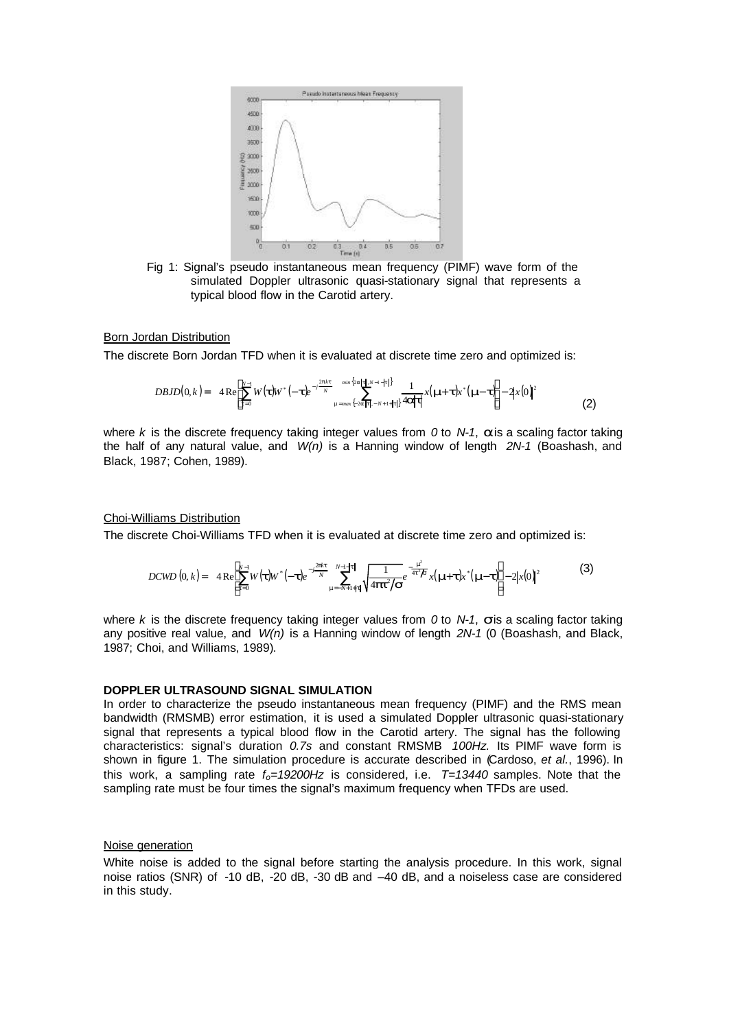Pseudo Instantaneous Mean Frequency

Frequency (Hz)

Time (s)

Fig 1: Signal's pseudo instantaneous mean frequency (PIMF) wave form of the simulated Doppler ultrasonic quasi-stationary signal that represents a typical blood flow in the Carotid artery.

Born Jordan Distribution

The discrete Born Jordan TFD when it is evaluated at discrete time zero and optimized is:

$$DBJD(0,k) = 4\,\mathrm{Re}\left\{\sum_{\tau=0}^{N-1} W(\tau)W^*(-\tau)e^{-j\frac{2\pi k\tau}{N}} \sum_{\mu=\max\{-2\alpha|\tau|,-N+1+|\tau|\}}^{\min\{2\alpha|\tau|,N-1-|\tau|\}} \frac{1}{4\alpha|\tau|} x(\mu+\tau)x^*(\mu-\tau)\right\} - 2|x(0)|^2 \quad (2)$$

where $k$ is the discrete frequency taking integer values from $0$ to $N$-$1$, $\alpha$ is a scaling factor taking the half of any natural value, and $W(n)$ is a Hanning window of length $2N$-$1$ (Boashash, and Black, 1987; Cohen, 1989).

Choi-Williams Distribution

The discrete Choi-Williams TFD when it is evaluated at discrete time zero and optimized is:

$$DCWD(0,k) = 4\,\mathrm{Re}\left\{\sum_{\tau=0}^{N-1} W(\tau)W^*(-\tau)e^{-j\frac{2\pi k\tau}{N}} \sum_{\mu=-N+1+|\tau|}^{N-1-|\tau|} \sqrt{\frac{1}{4\pi\tau^2/\sigma}}\, e^{-\frac{\mu^2}{4\tau^2/\sigma}} x(\mu+\tau)x^*(\mu-\tau)\right\} - 2|x(0)|^2 \quad (3)$$

where $k$ is the discrete frequency taking integer values from $0$ to $N$-$1$, $\sigma$ is a scaling factor taking any positive real value, and $W(n)$ is a Hanning window of length $2N$-$1$ (0 (Boashash, and Black, 1987; Choi, and Williams, 1989).

**DOPPLER ULTRASOUND SIGNAL SIMULATION**

In order to characterize the pseudo instantaneous mean frequency (PIMF) and the RMS mean bandwidth (RMSMB) error estimation, it is used a simulated Doppler ultrasonic quasi-stationary signal that represents a typical blood flow in the Carotid artery. The signal has the following characteristics: signal's duration *0.7s* and constant RMSMB *100Hz.* Its PIMF wave form is shown in figure 1. The simulation procedure is accurate described in (Cardoso, *et al.*, 1996). In this work, a sampling rate $f_o$=*19200Hz* is considered, i.e. $T$=*13440* samples. Note that the sampling rate must be four times the signal's maximum frequency when TFDs are used.

Noise generation

White noise is added to the signal before starting the analysis procedure. In this work, signal noise ratios (SNR) of -10 dB, -20 dB, -30 dB and –40 dB, and a noiseless case are considered in this study.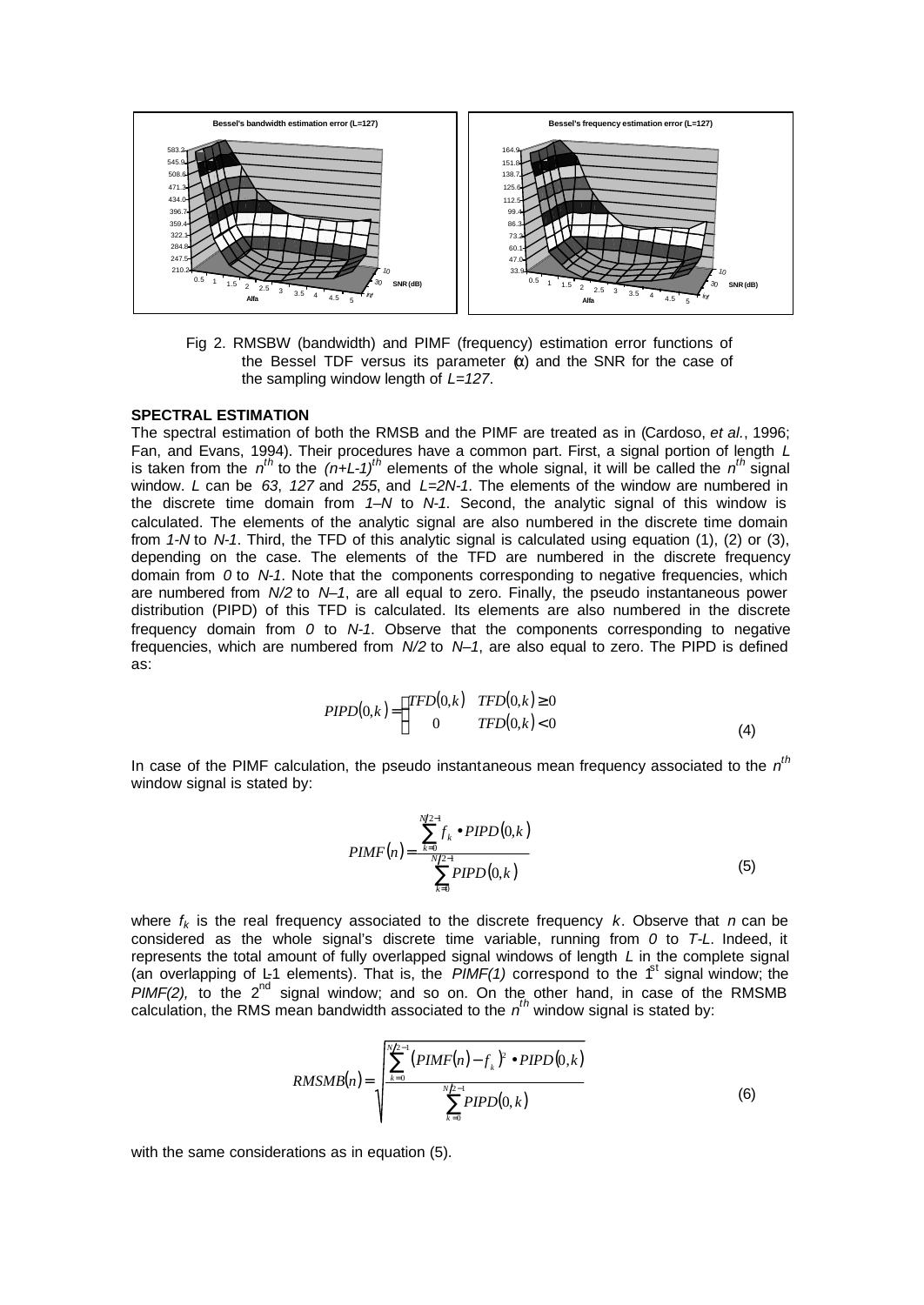Bessel's bandwidth estimation error (L=127)

583.2
545.9
508.6
471.3
434.0
396.7
359.4
322.1
284.8
247.5
210.2

0.5 1 1.5 2 2.5 3 3.5 4 4.5 5
Alfa

10
30
Inf
SNR (dB)

Bessel's frequency estimation error (L=127)

164.9
151.8
138.7
125.6
112.5
99.4
86.3
73.2
60.1
47.0
33.9

0.5 1 1.5 2 2.5 3 3.5 4 4.5 5
Alfa

10
30
Inf
SNR (dB)

Fig 2. RMSBW (bandwidth) and PIMF (frequency) estimation error functions of the Bessel TDF versus its parameter ($\alpha$) and the SNR for the case of the sampling window length of $L=127$.

**SPECTRAL ESTIMATION**

The spectral estimation of both the RMSB and the PIMF are treated as in (Cardoso, *et al.*, 1996; Fan, and Evans, 1994). Their procedures have a common part. First, a signal portion of length $L$ is taken from the $n^{th}$ to the $(n+L-1)^{th}$ elements of the whole signal, it will be called the $n^{th}$ signal window. $L$ can be *63*, *127* and *255*, and $L=2N-1$. The elements of the window are numbered in the discrete time domain from $1-N$ to $N-1$. Second, the analytic signal of this window is calculated. The elements of the analytic signal are also numbered in the discrete time domain from $1-N$ to $N-1$. Third, the TFD of this analytic signal is calculated using equation (1), (2) or (3), depending on the case. The elements of the TFD are numbered in the discrete frequency domain from $0$ to $N-1$. Note that the components corresponding to negative frequencies, which are numbered from $N/2$ to $N-1$, are all equal to zero. Finally, the pseudo instantaneous power distribution (PIPD) of this TFD is calculated. Its elements are also numbered in the discrete frequency domain from $0$ to $N-1$. Observe that the components corresponding to negative frequencies, which are numbered from $N/2$ to $N-1$, are also equal to zero. The PIPD is defined as:

$$PIPD(0,k) = \begin{cases} TFD(0,k) & TFD(0,k) \geq 0 \\ 0 & TFD(0,k) < 0 \end{cases} \tag{4}$$

In case of the PIMF calculation, the pseudo instantaneous mean frequency associated to the $n^{th}$ window signal is stated by:

$$PIMF(n) = \frac{\sum_{k=0}^{N/2-1} f_k \bullet PIPD(0,k)}{\sum_{k=0}^{N/2-1} PIPD(0,k)} \tag{5}$$

where $f_k$ is the real frequency associated to the discrete frequency $k$. Observe that $n$ can be considered as the whole signal's discrete time variable, running from $0$ to $T-L$. Indeed, it represents the total amount of fully overlapped signal windows of length $L$ in the complete signal (an overlapping of $L-1$ elements). That is, the $PIMF(1)$ correspond to the $1^{st}$ signal window; the $PIMF(2)$, to the $2^{nd}$ signal window; and so on. On the other hand, in case of the RMSMB calculation, the RMS mean bandwidth associated to the $n^{th}$ window signal is stated by:

$$RMSMB(n) = \sqrt{\frac{\sum_{k=0}^{N/2-1} \left(PIMF(n) - f_k\right)^2 \bullet PIPD(0,k)}{\sum_{k=0}^{N/2-1} PIPD(0,k)}} \tag{6}$$

with the same considerations as in equation (5).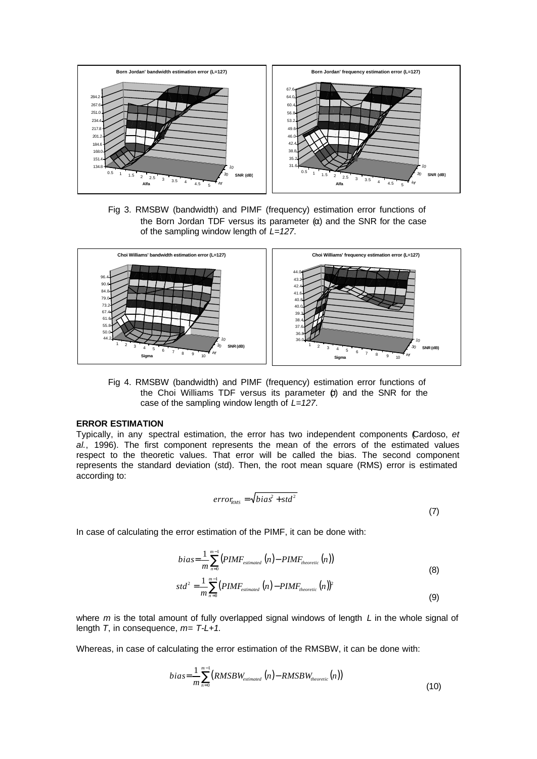Born Jordan' bandwidth estimation error (L=127)

284.2
267.6
251.0
234.4
217.8
201.2
184.6
168.0
151.4
134.8

0.5 1 1.5 2 2.5 3 3.5 4 4.5 5

Alfa

10 30 inf

SNR (dB)

Born Jordan' frequency estimation error (L=127)

67.6
64.0
60.4
56.8
53.2
49.6
46.0
42.4
38.8
35.2
31.6

0.5 1 1.5 2 2.5 3 3.5 4 4.5 5

Alfa

10 30 inf

SNR (dB)

Fig 3. RMSBW (bandwidth) and PIMF (frequency) estimation error functions of the Born Jordan TDF versus its parameter (α) and the SNR for the case of the sampling window length of $L=127$.

Choi Williams' bandwidth estimation error (L=127)

96.4
90.6
84.8
79.0
73.2
67.4
61.6
55.8
50.0
44.2

1 2 3 4 5 6 7 8 9 10

Sigma

10 30 inf

SNR (dB)

Choi Williams' frequency estimation error (L=127)

44.0
43.2
42.4
41.6
40.8
40.0
39.2
38.4
37.6
36.8
36.0

1 2 3 4 5 6 7 8 9 10

Sigma

10 30 inf

SNR (dB)

Fig 4. RMSBW (bandwidth) and PIMF (frequency) estimation error functions of the Choi Williams TDF versus its parameter (σ) and the SNR for the case of the sampling window length of $L=127$.

## ERROR ESTIMATION

Typically, in any spectral estimation, the error has two independent components (Cardoso, *et al.*, 1996). The first component represents the mean of the errors of the estimated values respect to the theoretic values. That error will be called the bias. The second component represents the standard deviation (std). Then, the root mean square (RMS) error is estimated according to:

$$error_{RMS} = \sqrt{bias^2 + std^2} \tag{7}$$

In case of calculating the error estimation of the PIMF, it can be done with:

$$bias = \frac{1}{m}\sum_{n=0}^{m-1}\left(PIMF_{estimated}(n) - PIMF_{theoretic}(n)\right) \tag{8}$$

$$std^2 = \frac{1}{m}\sum_{n=0}^{m-1}\left(PIMF_{estimated}(n) - PIMF_{theoretic}(n)\right)^2 \tag{9}$$

where $m$ is the total amount of fully overlapped signal windows of length $L$ in the whole signal of length $T$, in consequence, $m = T-L+1$.

Whereas, in case of calculating the error estimation of the RMSBW, it can be done with:

$$bias = \frac{1}{m}\sum_{n=0}^{m-1}\left(RMSBW_{estimated}(n) - RMSBW_{theoretic}(n)\right) \tag{10}$$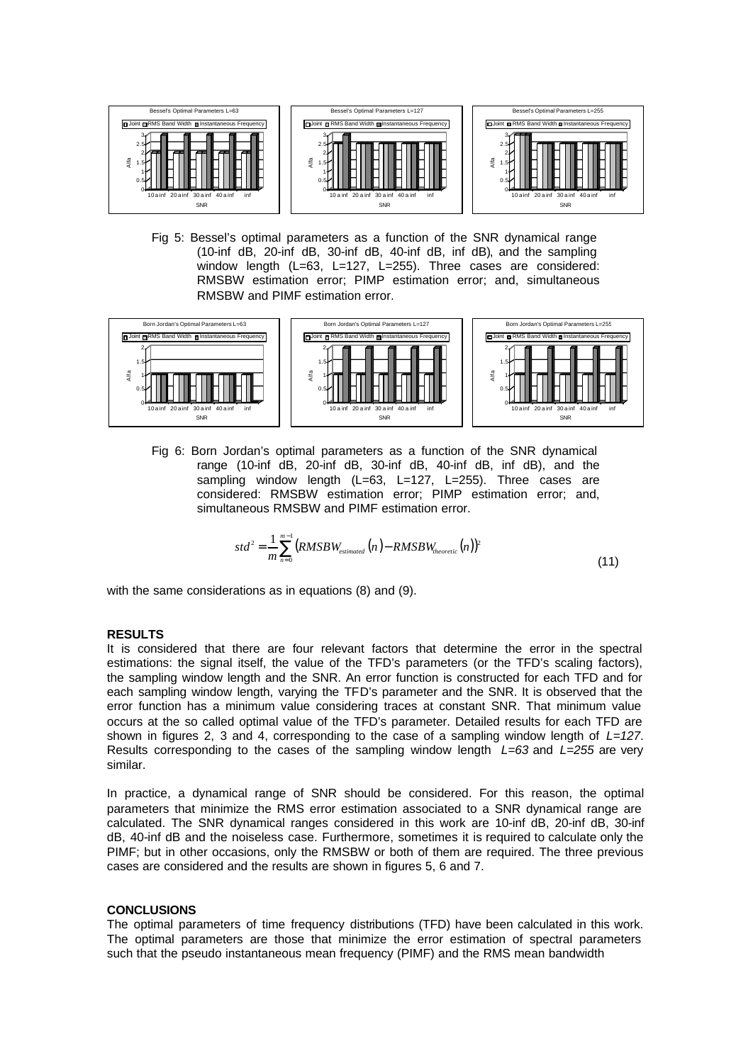Bessel's Optimal Parameters L=63

Joint RMS Band Width Instantaneous Frequency

Alfa

3
2.5
2
1.5
1
0.5
0

10 a inf 20 a inf 30 a inf 40 a inf inf

SNR

Bessel's Optimal Parameters L=127

Joint RMS Band Width Instantaneous Frequency

Alfa

3
2.5
2
1.5
1
0.5
0

10 a inf 20 a inf 30 a inf 40 a inf inf

SNR

Bessel's Optimal Parameters L=255

Joint RMS Band Width Instantaneous Frequency

Alfa

3
2.5
2
1.5
1
0.5
0

10 a inf 20 a inf 30 a inf 40 a inf inf

SNR

Fig 5: Bessel's optimal parameters as a function of the SNR dynamical range (10-inf dB, 20-inf dB, 30-inf dB, 40-inf dB, inf dB), and the sampling window length (L=63, L=127, L=255). Three cases are considered: RMSBW estimation error; PIMP estimation error; and, simultaneous RMSBW and PIMF estimation error.

Born Jordan's Optimal Parameters L=63

Joint RMS Band Width Instantaneous Frequency

Alfa

2
1.5
1
0.5
0

10 a inf 20 a inf 30 a inf 40 a inf inf

SNR

Born Jordan's Optimal Parameters L=127

Joint RMS Band Width Instantaneous Frequency

Alfa

2
1.5
1
0.5
0

10 a inf 20 a inf 30 a inf 40 a inf inf

SNR

Born Jordan's Optimal Parameters L=255

Joint RMS Band Width Instantaneous Frequency

Alfa

2
1.5
1
0.5
0

10 a inf 20 a inf 30 a inf 40 a inf inf

SNR

Fig 6: Born Jordan's optimal parameters as a function of the SNR dynamical range (10-inf dB, 20-inf dB, 30-inf dB, 40-inf dB, inf dB), and the sampling window length (L=63, L=127, L=255). Three cases are considered: RMSBW estimation error; PIMP estimation error; and, simultaneous RMSBW and PIMF estimation error.

$$std^2 = \frac{1}{m}\sum_{n=0}^{m-1}\left(RMSBW_{estimated}(n) - RMSBW_{theoretic}(n)\right)^2 \tag{11}$$

with the same considerations as in equations (8) and (9).

**RESULTS**

It is considered that there are four relevant factors that determine the error in the spectral estimations: the signal itself, the value of the TFD's parameters (or the TFD's scaling factors), the sampling window length and the SNR. An error function is constructed for each TFD and for each sampling window length, varying the TFD's parameter and the SNR. It is observed that the error function has a minimum value considering traces at constant SNR. That minimum value occurs at the so called optimal value of the TFD's parameter. Detailed results for each TFD are shown in figures 2, 3 and 4, corresponding to the case of a sampling window length of *L=127*. Results corresponding to the cases of the sampling window length *L=63* and *L=255* are very similar.

In practice, a dynamical range of SNR should be considered. For this reason, the optimal parameters that minimize the RMS error estimation associated to a SNR dynamical range are calculated. The SNR dynamical ranges considered in this work are 10-inf dB, 20-inf dB, 30-inf dB, 40-inf dB and the noiseless case. Furthermore, sometimes it is required to calculate only the PIMF; but in other occasions, only the RMSBW or both of them are required. The three previous cases are considered and the results are shown in figures 5, 6 and 7.

**CONCLUSIONS**

The optimal parameters of time frequency distributions (TFD) have been calculated in this work. The optimal parameters are those that minimize the error estimation of spectral parameters such that the pseudo instantaneous mean frequency (PIMF) and the RMS mean bandwidth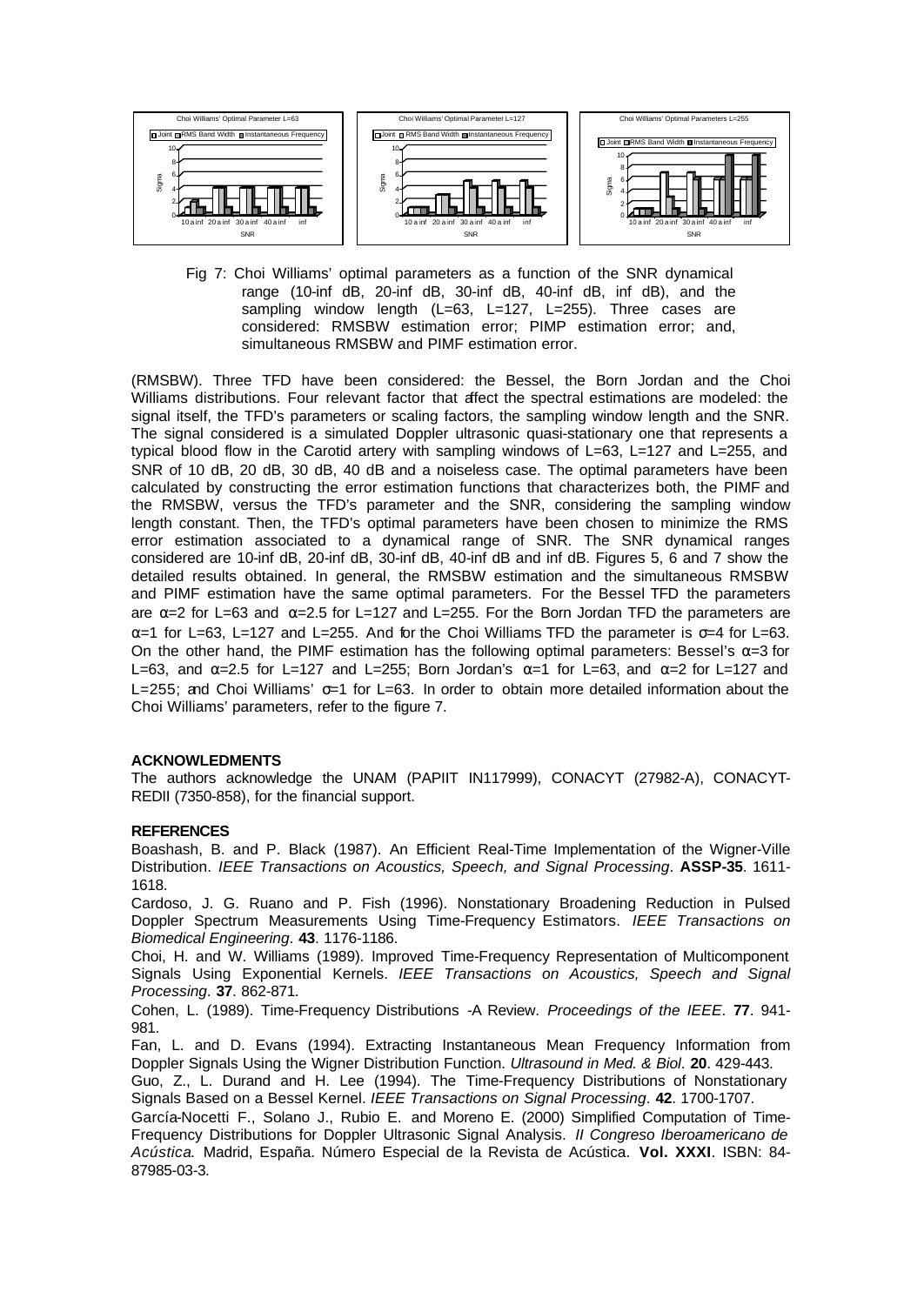Choi Williams' Optimal Parameter L=63

Joint RMS Band Width Instantaneous Frequency

Sigma

0 2 4 6 8 10

10 a inf 20 a inf 30 a inf 40 a inf inf

SNR

Choi Williams' Optimal Parameter L=127

Joint RMS Band Width Instantaneous Frequency

Sigma

0 2 4 6 8 10

10 a inf 20 a inf 30 a inf 40 a inf inf

SNR

Choi Williams' Optimal Parameters L=255

Joint RMS Band Width Instantaneous Frequency

Sigma

0 2 4 6 8 10

10 a inf 20 a inf 30 a inf 40 a inf inf

SNR

Fig 7: Choi Williams' optimal parameters as a function of the SNR dynamical range (10-inf dB, 20-inf dB, 30-inf dB, 40-inf dB, inf dB), and the sampling window length (L=63, L=127, L=255). Three cases are considered: RMSBW estimation error; PIMP estimation error; and, simultaneous RMSBW and PIMF estimation error.

(RMSBW). Three TFD have been considered: the Bessel, the Born Jordan and the Choi Williams distributions. Four relevant factor that affect the spectral estimations are modeled: the signal itself, the TFD's parameters or scaling factors, the sampling window length and the SNR. The signal considered is a simulated Doppler ultrasonic quasi-stationary one that represents a typical blood flow in the Carotid artery with sampling windows of L=63, L=127 and L=255, and SNR of 10 dB, 20 dB, 30 dB, 40 dB and a noiseless case. The optimal parameters have been calculated by constructing the error estimation functions that characterizes both, the PIMF and the RMSBW, versus the TFD's parameter and the SNR, considering the sampling window length constant. Then, the TFD's optimal parameters have been chosen to minimize the RMS error estimation associated to a dynamical range of SNR. The SNR dynamical ranges considered are 10-inf dB, 20-inf dB, 30-inf dB, 40-inf dB and inf dB. Figures 5, 6 and 7 show the detailed results obtained. In general, the RMSBW estimation and the simultaneous RMSBW and PIMF estimation have the same optimal parameters. For the Bessel TFD the parameters are $\alpha$=2 for L=63 and $\alpha$=2.5 for L=127 and L=255. For the Born Jordan TFD the parameters are $\alpha$=1 for L=63, L=127 and L=255. And for the Choi Williams TFD the parameter is $\sigma$=4 for L=63. On the other hand, the PIMF estimation has the following optimal parameters: Bessel's $\alpha$=3 for L=63, and $\alpha$=2.5 for L=127 and L=255; Born Jordan's $\alpha$=1 for L=63, and $\alpha$=2 for L=127 and L=255; and Choi Williams' $\sigma$=1 for L=63. In order to obtain more detailed information about the Choi Williams' parameters, refer to the figure 7.

**ACKNOWLEDMENTS**

The authors acknowledge the UNAM (PAPIIT IN117999), CONACYT (27982-A), CONACYT-REDII (7350-858), for the financial support.

**REFERENCES**

Boashash, B. and P. Black (1987). An Efficient Real-Time Implementation of the Wigner-Ville Distribution. *IEEE Transactions on Acoustics, Speech, and Signal Processing*. **ASSP-35**. 1611-1618.

Cardoso, J. G. Ruano and P. Fish (1996). Nonstationary Broadening Reduction in Pulsed Doppler Spectrum Measurements Using Time-Frequency Estimators. *IEEE Transactions on Biomedical Engineering*. **43**. 1176-1186.

Choi, H. and W. Williams (1989). Improved Time-Frequency Representation of Multicomponent Signals Using Exponential Kernels. *IEEE Transactions on Acoustics, Speech and Signal Processing*. **37**. 862-871.

Cohen, L. (1989). Time-Frequency Distributions -A Review. *Proceedings of the IEEE*. **77**. 941-981.

Fan, L. and D. Evans (1994). Extracting Instantaneous Mean Frequency Information from Doppler Signals Using the Wigner Distribution Function. *Ultrasound in Med. & Biol*. **20**. 429-443.

Guo, Z., L. Durand and H. Lee (1994). The Time-Frequency Distributions of Nonstationary Signals Based on a Bessel Kernel. *IEEE Transactions on Signal Processing*. **42**. 1700-1707.

García-Nocetti F., Solano J., Rubio E. and Moreno E. (2000) Simplified Computation of Time-Frequency Distributions for Doppler Ultrasonic Signal Analysis. *II Congreso Iberoamericano de Acústica*. Madrid, España. Número Especial de la Revista de Acústica. **Vol. XXXI**. ISBN: 84-87985-03-3.